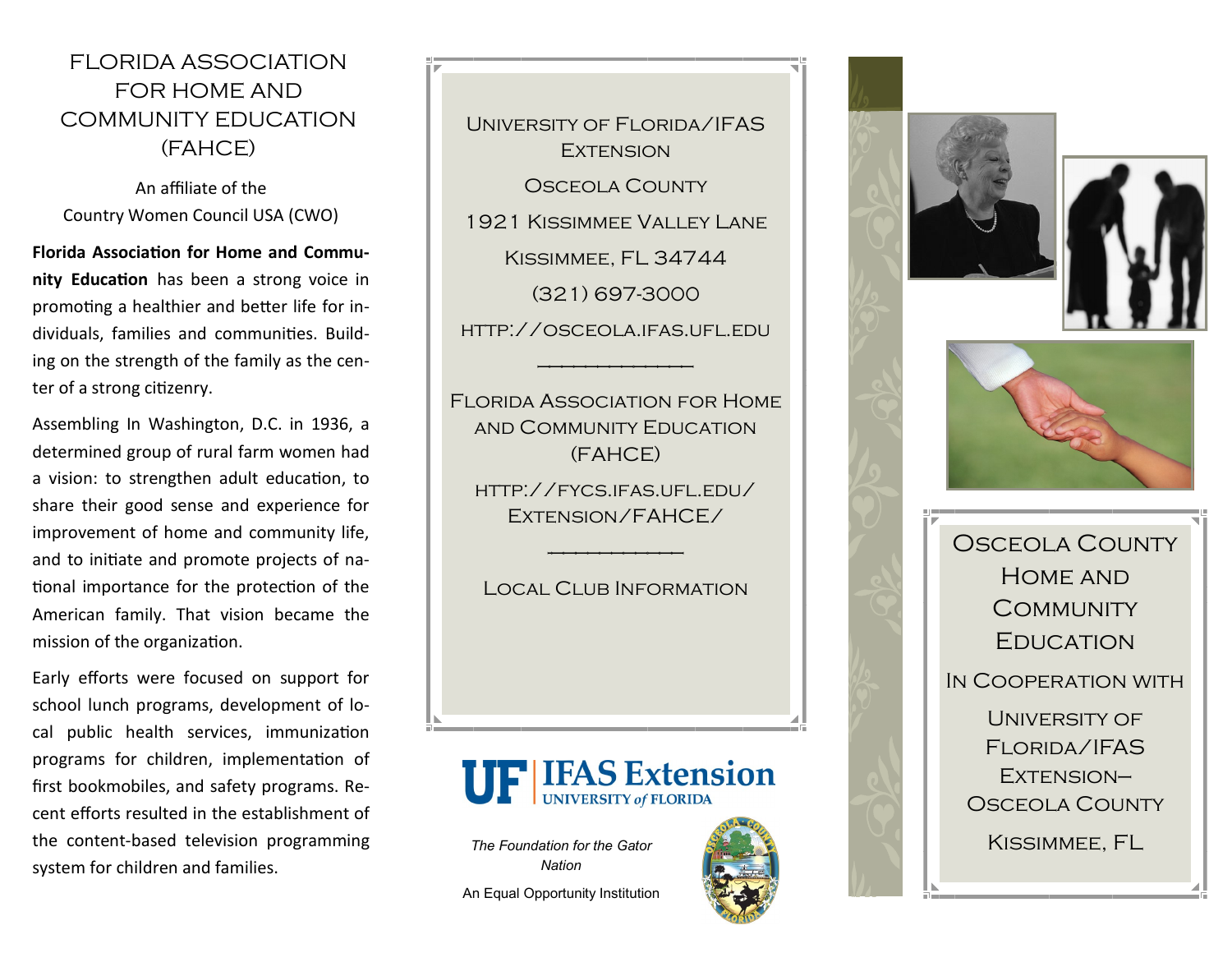# FLORIDA ASSOCIATION FOR HOME AND COMMUNITY EDUCATION (FAHCE)

An affiliate of the
Country Women Council USA (CWO)

**Florida Association for Home and Community Education** has been a strong voice in promoting a healthier and better life for individuals, families and communities. Building on the strength of the family as the center of a strong citizenry.

Assembling In Washington, D.C. in 1936, a determined group of rural farm women had a vision: to strengthen adult education, to share their good sense and experience for improvement of home and community life, and to initiate and promote projects of national importance for the protection of the American family. That vision became the mission of the organization.

Early efforts were focused on support for school lunch programs, development of local public health services, immunization programs for children, implementation of first bookmobiles, and safety programs. Recent efforts resulted in the establishment of the content-based television programming system for children and families.

University of Florida/IFAS Extension

Osceola County

1921 Kissimmee Valley Lane

Kissimmee, FL 34744

(321) 697-3000

http://osceola.ifas.ufl.edu

---

Florida Association for Home and Community Education (FAHCE)

http://fycs.ifas.ufl.edu/Extension/FAHCE/

---

Local Club Information

UF | IFAS Extension UNIVERSITY of FLORIDA

*The Foundation for the Gator Nation*

An Equal Opportunity Institution

## Osceola County Home and Community Education

In Cooperation with

University of Florida/IFAS Extension–Osceola County

Kissimmee, FL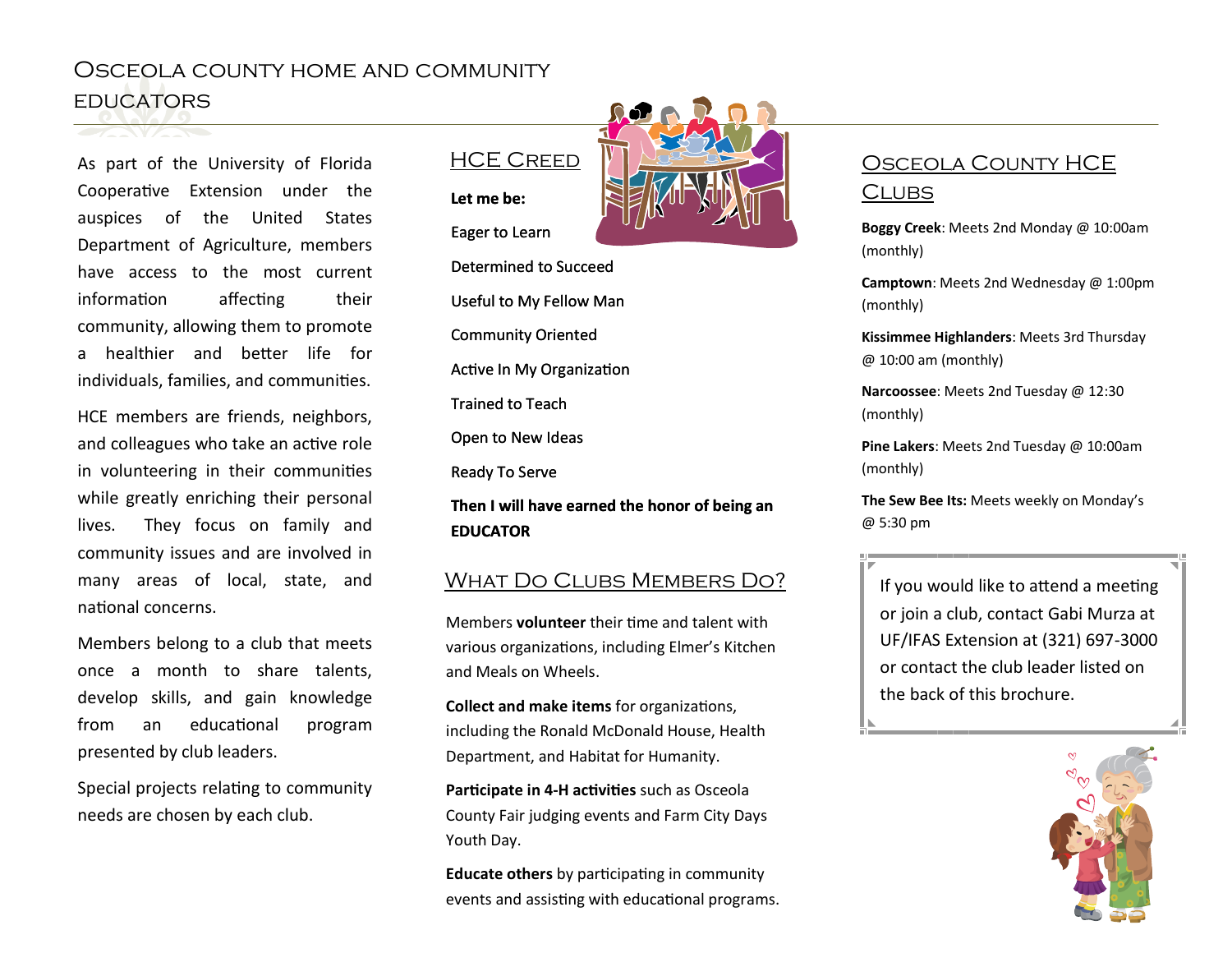# Osceola County Home and Community Educators

As part of the University of Florida Cooperative Extension under the auspices of the United States Department of Agriculture, members have access to the most current information affecting their community, allowing them to promote a healthier and better life for individuals, families, and communities.

HCE members are friends, neighbors, and colleagues who take an active role in volunteering in their communities while greatly enriching their personal lives. They focus on family and community issues and are involved in many areas of local, state, and national concerns.

Members belong to a club that meets once a month to share talents, develop skills, and gain knowledge from an educational program presented by club leaders.

Special projects relating to community needs are chosen by each club.

## HCE Creed

**Let me be:**

Eager to Learn

Determined to Succeed

Useful to My Fellow Man

Community Oriented

Active In My Organization

Trained to Teach

Open to New Ideas

Ready To Serve

**Then I will have earned the honor of being an EDUCATOR**

## What Do Clubs Members Do?

Members **volunteer** their time and talent with various organizations, including Elmer's Kitchen and Meals on Wheels.

**Collect and make items** for organizations, including the Ronald McDonald House, Health Department, and Habitat for Humanity.

**Participate in 4-H activities** such as Osceola County Fair judging events and Farm City Days Youth Day.

**Educate others** by participating in community events and assisting with educational programs.

## Osceola County HCE Clubs

**Boggy Creek**: Meets 2nd Monday @ 10:00am (monthly)

**Camptown**: Meets 2nd Wednesday @ 1:00pm (monthly)

**Kissimmee Highlanders**: Meets 3rd Thursday @ 10:00 am (monthly)

**Narcoossee**: Meets 2nd Tuesday @ 12:30 (monthly)

**Pine Lakers**: Meets 2nd Tuesday @ 10:00am (monthly)

**The Sew Bee Its:** Meets weekly on Monday's @ 5:30 pm

If you would like to attend a meeting or join a club, contact Gabi Murza at UF/IFAS Extension at (321) 697-3000 or contact the club leader listed on the back of this brochure.